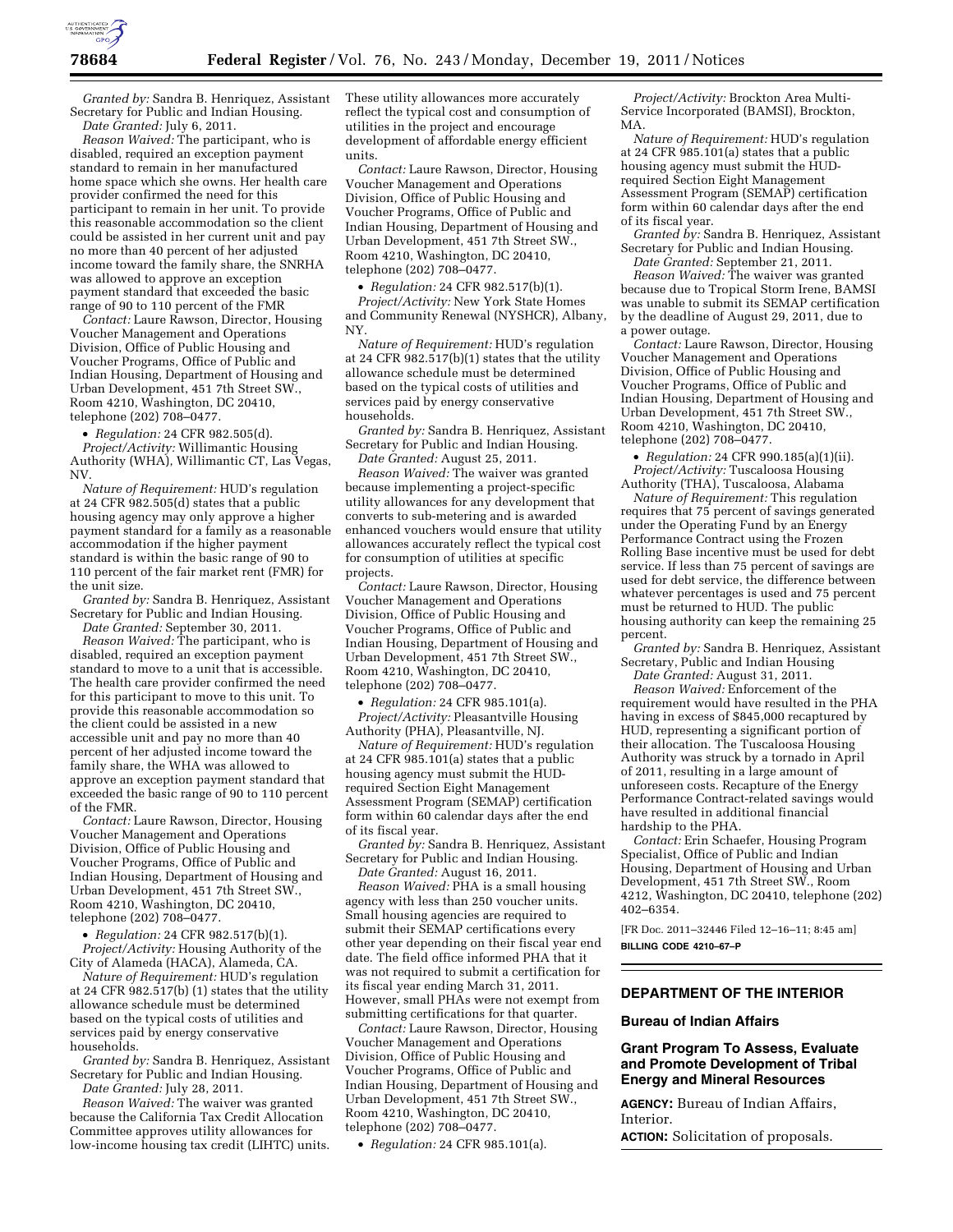*Granted by:* Sandra B. Henriquez, Assistant Secretary for Public and Indian Housing.

*Date Granted:* July 6, 2011.

*Reason Waived:* The participant, who is disabled, required an exception payment standard to remain in her manufactured home space which she owns. Her health care provider confirmed the need for this participant to remain in her unit. To provide this reasonable accommodation so the client could be assisted in her current unit and pay no more than 40 percent of her adjusted income toward the family share, the SNRHA was allowed to approve an exception payment standard that exceeded the basic range of 90 to 110 percent of the FMR

*Contact:* Laure Rawson, Director, Housing Voucher Management and Operations Division, Office of Public Housing and Voucher Programs, Office of Public and Indian Housing, Department of Housing and Urban Development, 451 7th Street SW., Room 4210, Washington, DC 20410, telephone (202) 708–0477.

- *Regulation:* 24 CFR 982.505(d).

*Project/Activity:* Willimantic Housing Authority (WHA), Willimantic CT, Las Vegas, NV.

*Nature of Requirement:* HUD's regulation at 24 CFR 982.505(d) states that a public housing agency may only approve a higher payment standard for a family as a reasonable accommodation if the higher payment standard is within the basic range of 90 to 110 percent of the fair market rent (FMR) for the unit size.

*Granted by:* Sandra B. Henriquez, Assistant Secretary for Public and Indian Housing.

*Date Granted:* September 30, 2011.

*Reason Waived:* The participant, who is disabled, required an exception payment standard to move to a unit that is accessible. The health care provider confirmed the need for this participant to move to this unit. To provide this reasonable accommodation so the client could be assisted in a new accessible unit and pay no more than 40 percent of her adjusted income toward the family share, the WHA was allowed to approve an exception payment standard that exceeded the basic range of 90 to 110 percent of the FMR.

*Contact:* Laure Rawson, Director, Housing Voucher Management and Operations Division, Office of Public Housing and Voucher Programs, Office of Public and Indian Housing, Department of Housing and Urban Development, 451 7th Street SW., Room 4210, Washington, DC 20410, telephone (202) 708–0477.

- *Regulation:* 24 CFR 982.517(b)(1).

*Project/Activity:* Housing Authority of the City of Alameda (HACA), Alameda, CA.

*Nature of Requirement:* HUD's regulation at 24 CFR 982.517(b) (1) states that the utility allowance schedule must be determined based on the typical costs of utilities and services paid by energy conservative households.

*Granted by:* Sandra B. Henriquez, Assistant Secretary for Public and Indian Housing.

*Date Granted:* July 28, 2011.

*Reason Waived:* The waiver was granted because the California Tax Credit Allocation Committee approves utility allowances for low-income housing tax credit (LIHTC) units. These utility allowances more accurately reflect the typical cost and consumption of utilities in the project and encourage development of affordable energy efficient units.

*Contact:* Laure Rawson, Director, Housing Voucher Management and Operations Division, Office of Public Housing and Voucher Programs, Office of Public and Indian Housing, Department of Housing and Urban Development, 451 7th Street SW., Room 4210, Washington, DC 20410, telephone (202) 708–0477.

- *Regulation:* 24 CFR 982.517(b)(1).

*Project/Activity:* New York State Homes and Community Renewal (NYSHCR), Albany, NY.

*Nature of Requirement:* HUD's regulation at 24 CFR 982.517(b)(1) states that the utility allowance schedule must be determined based on the typical costs of utilities and services paid by energy conservative households.

*Granted by:* Sandra B. Henriquez, Assistant Secretary for Public and Indian Housing.

*Date Granted:* August 25, 2011.

*Reason Waived:* The waiver was granted because implementing a project-specific utility allowances for any development that converts to sub-metering and is awarded enhanced vouchers would ensure that utility allowances accurately reflect the typical cost for consumption of utilities at specific projects.

*Contact:* Laure Rawson, Director, Housing Voucher Management and Operations Division, Office of Public Housing and Voucher Programs, Office of Public and Indian Housing, Department of Housing and Urban Development, 451 7th Street SW., Room 4210, Washington, DC 20410, telephone (202) 708–0477.

- *Regulation:* 24 CFR 985.101(a).

*Project/Activity:* Pleasantville Housing Authority (PHA), Pleasantville, NJ.

*Nature of Requirement:* HUD's regulation at 24 CFR 985.101(a) states that a public housing agency must submit the HUD-required Section Eight Management Assessment Program (SEMAP) certification form within 60 calendar days after the end of its fiscal year.

*Granted by:* Sandra B. Henriquez, Assistant Secretary for Public and Indian Housing.

*Date Granted:* August 16, 2011.

*Reason Waived:* PHA is a small housing agency with less than 250 voucher units. Small housing agencies are required to submit their SEMAP certifications every other year depending on their fiscal year end date. The field office informed PHA that it was not required to submit a certification for its fiscal year ending March 31, 2011. However, small PHAs were not exempt from submitting certifications for that quarter.

*Contact:* Laure Rawson, Director, Housing Voucher Management and Operations Division, Office of Public Housing and Voucher Programs, Office of Public and Indian Housing, Department of Housing and Urban Development, 451 7th Street SW., Room 4210, Washington, DC 20410, telephone (202) 708–0477.

- *Regulation:* 24 CFR 985.101(a).

*Project/Activity:* Brockton Area Multi-Service Incorporated (BAMSI), Brockton, MA.

*Nature of Requirement:* HUD's regulation at 24 CFR 985.101(a) states that a public housing agency must submit the HUD-required Section Eight Management Assessment Program (SEMAP) certification form within 60 calendar days after the end of its fiscal year.

*Granted by:* Sandra B. Henriquez, Assistant Secretary for Public and Indian Housing.

*Date Granted:* September 21, 2011.

*Reason Waived:* The waiver was granted because due to Tropical Storm Irene, BAMSI was unable to submit its SEMAP certification by the deadline of August 29, 2011, due to a power outage.

*Contact:* Laure Rawson, Director, Housing Voucher Management and Operations Division, Office of Public Housing and Voucher Programs, Office of Public and Indian Housing, Department of Housing and Urban Development, 451 7th Street SW., Room 4210, Washington, DC 20410, telephone (202) 708–0477.

- *Regulation:* 24 CFR 990.185(a)(1)(ii).

*Project/Activity:* Tuscaloosa Housing Authority (THA), Tuscaloosa, Alabama

*Nature of Requirement:* This regulation requires that 75 percent of savings generated under the Operating Fund by an Energy Performance Contract using the Frozen Rolling Base incentive must be used for debt service. If less than 75 percent of savings are used for debt service, the difference between whatever percentages is used and 75 percent must be returned to HUD. The public housing authority can keep the remaining 25 percent.

*Granted by:* Sandra B. Henriquez, Assistant Secretary, Public and Indian Housing

*Date Granted:* August 31, 2011.

*Reason Waived:* Enforcement of the requirement would have resulted in the PHA having in excess of $845,000 recaptured by HUD, representing a significant portion of their allocation. The Tuscaloosa Housing Authority was struck by a tornado in April of 2011, resulting in a large amount of unforeseen costs. Recapture of the Energy Performance Contract-related savings would have resulted in additional financial hardship to the PHA.

*Contact:* Erin Schaefer, Housing Program Specialist, Office of Public and Indian Housing, Department of Housing and Urban Development, 451 7th Street SW., Room 4212, Washington, DC 20410, telephone (202) 402–6354.

[FR Doc. 2011–32446 Filed 12–16–11; 8:45 am]

**BILLING CODE 4210–67–P**

## DEPARTMENT OF THE INTERIOR

### Bureau of Indian Affairs

### Grant Program To Assess, Evaluate and Promote Development of Tribal Energy and Mineral Resources

**AGENCY:** Bureau of Indian Affairs, Interior.

**ACTION:** Solicitation of proposals.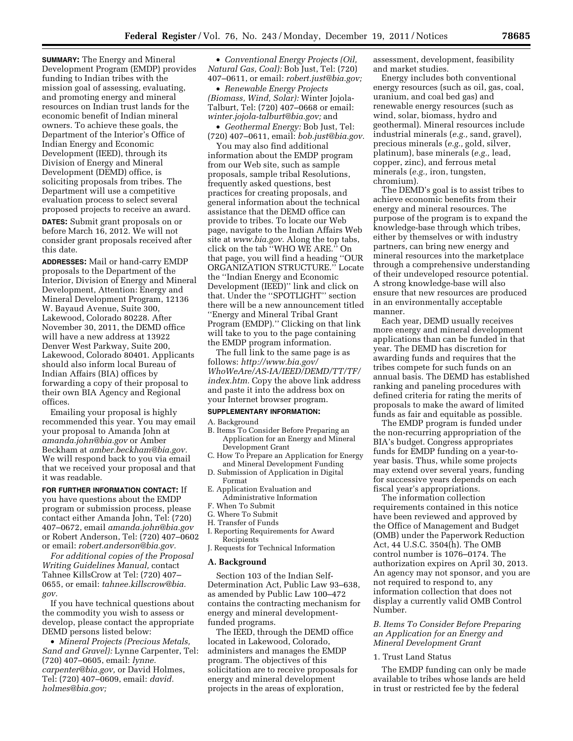**SUMMARY:** The Energy and Mineral Development Program (EMDP) provides funding to Indian tribes with the mission goal of assessing, evaluating, and promoting energy and mineral resources on Indian trust lands for the economic benefit of Indian mineral owners. To achieve these goals, the Department of the Interior's Office of Indian Energy and Economic Development (IEED), through its Division of Energy and Mineral Development (DEMD) office, is soliciting proposals from tribes. The Department will use a competitive evaluation process to select several proposed projects to receive an award.

**DATES:** Submit grant proposals on or before March 16, 2012. We will not consider grant proposals received after this date.

**ADDRESSES:** Mail or hand-carry EMDP proposals to the Department of the Interior, Division of Energy and Mineral Development, Attention: Energy and Mineral Development Program, 12136 W. Bayaud Avenue, Suite 300, Lakewood, Colorado 80228. After November 30, 2011, the DEMD office will have a new address at 13922 Denver West Parkway, Suite 200, Lakewood, Colorado 80401. Applicants should also inform local Bureau of Indian Affairs (BIA) offices by forwarding a copy of their proposal to their own BIA Agency and Regional offices.

Emailing your proposal is highly recommended this year. You may email your proposal to Amanda John at *amanda.john@bia.gov* or Amber Beckham at *amber.beckham@bia.gov.* We will respond back to you via email that we received your proposal and that it was readable.

**FOR FURTHER INFORMATION CONTACT:** If you have questions about the EMDP program or submission process, please contact either Amanda John, Tel: (720) 407–0672, email *amanda.john@bia.gov* or Robert Anderson, Tel: (720) 407–0602 or email: *robert.anderson@bia.gov.*

*For additional copies of the Proposal Writing Guidelines Manual,* contact Tahnee KillsCrow at Tel: (720) 407–0655, or email: *tahnee.killscrow@bia.gov.*

If you have technical questions about the commodity you wish to assess or develop, please contact the appropriate DEMD persons listed below:

- *Mineral Projects (Precious Metals, Sand and Gravel):* Lynne Carpenter, Tel: (720) 407–0605, email: *lynne.carpenter@bia.gov,* or David Holmes, Tel: (720) 407–0609, email: *david.holmes@bia.gov;*
- *Conventional Energy Projects (Oil, Natural Gas, Coal):* Bob Just, Tel: (720) 407–0611, or email: *robert.just@bia.gov;*
- *Renewable Energy Projects (Biomass, Wind, Solar):* Winter Jojola-Talburt, Tel: (720) 407–0668 or email: *winter.jojola-talburt@bia.gov;* and
- *Geothermal Energy:* Bob Just, Tel: (720) 407–0611, email: *bob.just@bia.gov.*

You may also find additional information about the EMDP program from our Web site, such as sample proposals, sample tribal Resolutions, frequently asked questions, best practices for creating proposals, and general information about the technical assistance that the DEMD office can provide to tribes. To locate our Web page, navigate to the Indian Affairs Web site at *www.bia.gov.* Along the top tabs, click on the tab "WHO WE ARE." On that page, you will find a heading "OUR ORGANIZATION STRUCTURE." Locate the "Indian Energy and Economic Development (IEED)" link and click on that. Under the "SPOTLIGHT" section there will be a new announcement titled "Energy and Mineral Tribal Grant Program (EMDP)." Clicking on that link will take you to the page containing the EMDP program information.

The full link to the same page is as follows: *http://www.bia.gov/WhoWeAre/AS-IA/IEED/DEMD/TT/TF/index.htm.* Copy the above link address and paste it into the address box on your Internet browser program.

**SUPPLEMENTARY INFORMATION:**

A. Background
B. Items To Consider Before Preparing an Application for an Energy and Mineral Development Grant
C. How To Prepare an Application for Energy and Mineral Development Funding
D. Submission of Application in Digital Format
E. Application Evaluation and Administrative Information
F. When To Submit
G. Where To Submit
H. Transfer of Funds
I. Reporting Requirements for Award Recipients
J. Requests for Technical Information

## A. Background

Section 103 of the Indian Self-Determination Act, Public Law 93–638, as amended by Public Law 100–472 contains the contracting mechanism for energy and mineral development-funded programs.

The IEED, through the DEMD office located in Lakewood, Colorado, administers and manages the EMDP program. The objectives of this solicitation are to receive proposals for energy and mineral development projects in the areas of exploration, assessment, development, feasibility and market studies.

Energy includes both conventional energy resources (such as oil, gas, coal, uranium, and coal bed gas) and renewable energy resources (such as wind, solar, biomass, hydro and geothermal). Mineral resources include industrial minerals (*e.g.,* sand, gravel), precious minerals (*e.g.,* gold, silver, platinum), base minerals (*e.g.,* lead, copper, zinc), and ferrous metal minerals (*e.g.,* iron, tungsten, chromium).

The DEMD's goal is to assist tribes to achieve economic benefits from their energy and mineral resources. The purpose of the program is to expand the knowledge-base through which tribes, either by themselves or with industry partners, can bring new energy and mineral resources into the marketplace through a comprehensive understanding of their undeveloped resource potential. A strong knowledge-base will also ensure that new resources are produced in an environmentally acceptable manner.

Each year, DEMD usually receives more energy and mineral development applications than can be funded in that year. The DEMD has discretion for awarding funds and requires that the tribes compete for such funds on an annual basis. The DEMD has established ranking and paneling procedures with defined criteria for rating the merits of proposals to make the award of limited funds as fair and equitable as possible.

The EMDP program is funded under the non-recurring appropriation of the BIA's budget. Congress appropriates funds for EMDP funding on a year-to-year basis. Thus, while some projects may extend over several years, funding for successive years depends on each fiscal year's appropriations.

The information collection requirements contained in this notice have been reviewed and approved by the Office of Management and Budget (OMB) under the Paperwork Reduction Act, 44 U.S.C. 3504(h). The OMB control number is 1076–0174. The authorization expires on April 30, 2013. An agency may not sponsor, and you are not required to respond to, any information collection that does not display a currently valid OMB Control Number.

### *B. Items To Consider Before Preparing an Application for an Energy and Mineral Development Grant*

1. Trust Land Status

The EMDP funding can only be made available to tribes whose lands are held in trust or restricted fee by the federal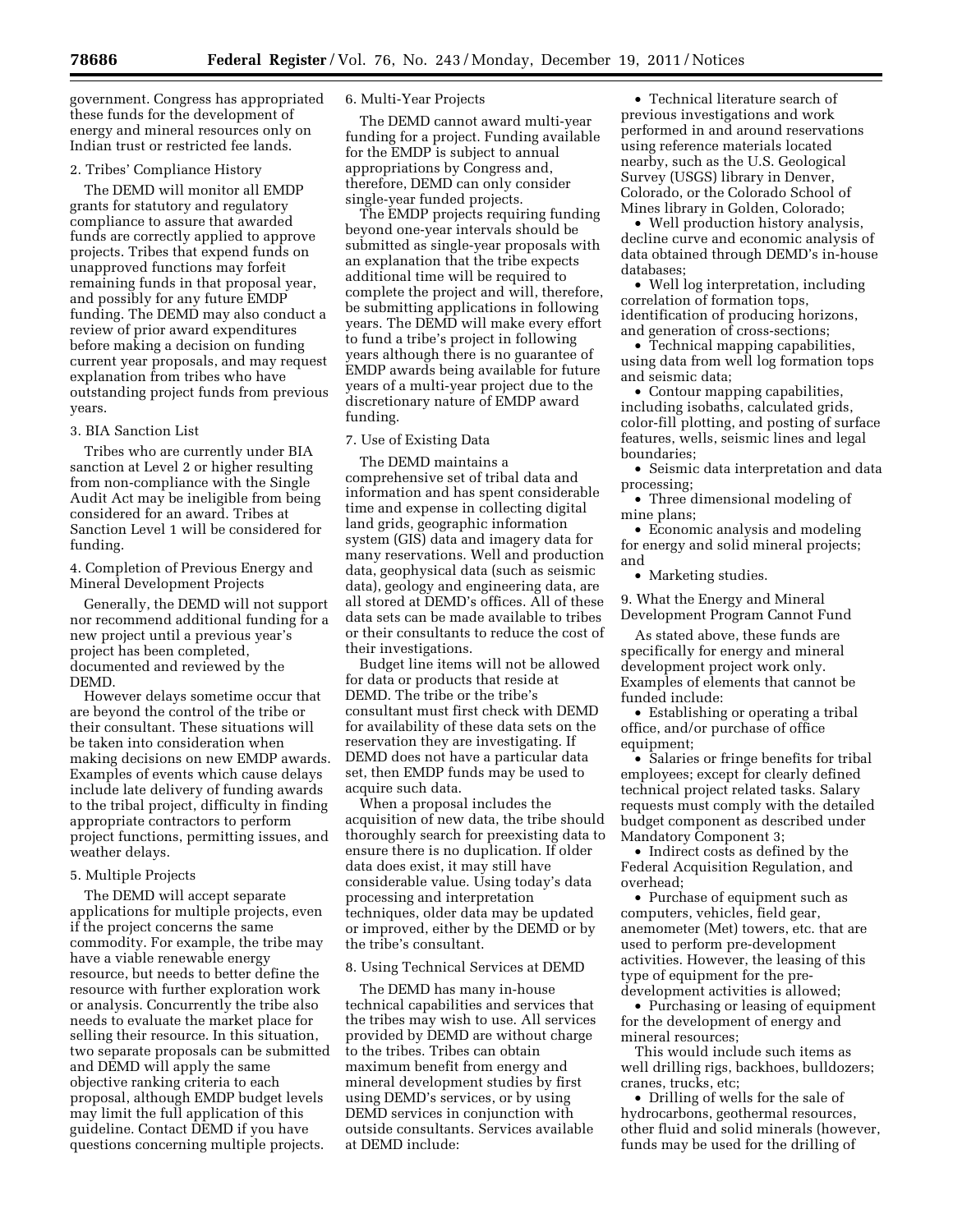government. Congress has appropriated these funds for the development of energy and mineral resources only on Indian trust or restricted fee lands.

2. Tribes' Compliance History

The DEMD will monitor all EMDP grants for statutory and regulatory compliance to assure that awarded funds are correctly applied to approve projects. Tribes that expend funds on unapproved functions may forfeit remaining funds in that proposal year, and possibly for any future EMDP funding. The DEMD may also conduct a review of prior award expenditures before making a decision on funding current year proposals, and may request explanation from tribes who have outstanding project funds from previous years.

3. BIA Sanction List

Tribes who are currently under BIA sanction at Level 2 or higher resulting from non-compliance with the Single Audit Act may be ineligible from being considered for an award. Tribes at Sanction Level 1 will be considered for funding.

4. Completion of Previous Energy and Mineral Development Projects

Generally, the DEMD will not support nor recommend additional funding for a new project until a previous year's project has been completed, documented and reviewed by the DEMD.

However delays sometime occur that are beyond the control of the tribe or their consultant. These situations will be taken into consideration when making decisions on new EMDP awards. Examples of events which cause delays include late delivery of funding awards to the tribal project, difficulty in finding appropriate contractors to perform project functions, permitting issues, and weather delays.

5. Multiple Projects

The DEMD will accept separate applications for multiple projects, even if the project concerns the same commodity. For example, the tribe may have a viable renewable energy resource, but needs to better define the resource with further exploration work or analysis. Concurrently the tribe also needs to evaluate the market place for selling their resource. In this situation, two separate proposals can be submitted and DEMD will apply the same objective ranking criteria to each proposal, although EMDP budget levels may limit the full application of this guideline. Contact DEMD if you have questions concerning multiple projects.

6. Multi-Year Projects

The DEMD cannot award multi-year funding for a project. Funding available for the EMDP is subject to annual appropriations by Congress and, therefore, DEMD can only consider single-year funded projects.

The EMDP projects requiring funding beyond one-year intervals should be submitted as single-year proposals with an explanation that the tribe expects additional time will be required to complete the project and will, therefore, be submitting applications in following years. The DEMD will make every effort to fund a tribe's project in following years although there is no guarantee of EMDP awards being available for future years of a multi-year project due to the discretionary nature of EMDP award funding.

7. Use of Existing Data

The DEMD maintains a comprehensive set of tribal data and information and has spent considerable time and expense in collecting digital land grids, geographic information system (GIS) data and imagery data for many reservations. Well and production data, geophysical data (such as seismic data), geology and engineering data, are all stored at DEMD's offices. All of these data sets can be made available to tribes or their consultants to reduce the cost of their investigations.

Budget line items will not be allowed for data or products that reside at DEMD. The tribe or the tribe's consultant must first check with DEMD for availability of these data sets on the reservation they are investigating. If DEMD does not have a particular data set, then EMDP funds may be used to acquire such data.

When a proposal includes the acquisition of new data, the tribe should thoroughly search for preexisting data to ensure there is no duplication. If older data does exist, it may still have considerable value. Using today's data processing and interpretation techniques, older data may be updated or improved, either by the DEMD or by the tribe's consultant.

8. Using Technical Services at DEMD

The DEMD has many in-house technical capabilities and services that the tribes may wish to use. All services provided by DEMD are without charge to the tribes. Tribes can obtain maximum benefit from energy and mineral development studies by first using DEMD's services, or by using DEMD services in conjunction with outside consultants. Services available at DEMD include:

- Technical literature search of previous investigations and work performed in and around reservations using reference materials located nearby, such as the U.S. Geological Survey (USGS) library in Denver, Colorado, or the Colorado School of Mines library in Golden, Colorado;
- Well production history analysis, decline curve and economic analysis of data obtained through DEMD's in-house databases;
- Well log interpretation, including correlation of formation tops, identification of producing horizons, and generation of cross-sections;
- Technical mapping capabilities, using data from well log formation tops and seismic data;
- Contour mapping capabilities, including isobaths, calculated grids, color-fill plotting, and posting of surface features, wells, seismic lines and legal boundaries;
- Seismic data interpretation and data processing;
- Three dimensional modeling of mine plans;
- Economic analysis and modeling for energy and solid mineral projects; and
- Marketing studies.

9. What the Energy and Mineral Development Program Cannot Fund

As stated above, these funds are specifically for energy and mineral development project work only. Examples of elements that cannot be funded include:

- Establishing or operating a tribal office, and/or purchase of office equipment;
- Salaries or fringe benefits for tribal employees; except for clearly defined technical project related tasks. Salary requests must comply with the detailed budget component as described under Mandatory Component 3;
- Indirect costs as defined by the Federal Acquisition Regulation, and overhead;
- Purchase of equipment such as computers, vehicles, field gear, anemometer (Met) towers, etc. that are used to perform pre-development activities. However, the leasing of this type of equipment for the pre-development activities is allowed;
- Purchasing or leasing of equipment for the development of energy and mineral resources;

This would include such items as well drilling rigs, backhoes, bulldozers; cranes, trucks, etc;

- Drilling of wells for the sale of hydrocarbons, geothermal resources, other fluid and solid minerals (however, funds may be used for the drilling of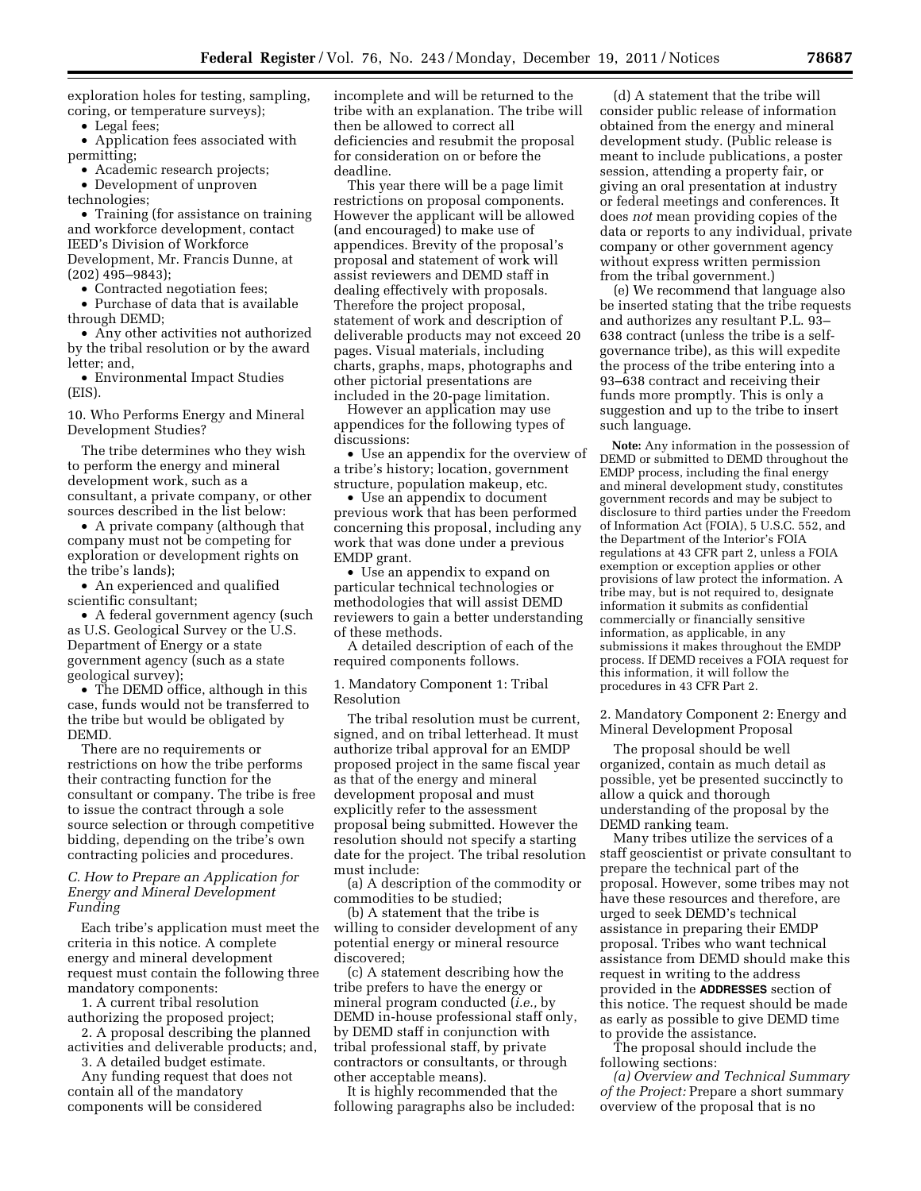exploration holes for testing, sampling, coring, or temperature surveys);

- Legal fees;
- Application fees associated with permitting;
- Academic research projects;
- Development of unproven technologies;
- Training (for assistance on training and workforce development, contact IEED's Division of Workforce Development, Mr. Francis Dunne, at (202) 495–9843);
- Contracted negotiation fees;
- Purchase of data that is available through DEMD;
- Any other activities not authorized by the tribal resolution or by the award letter; and,
- Environmental Impact Studies (EIS).

10. Who Performs Energy and Mineral Development Studies?

The tribe determines who they wish to perform the energy and mineral development work, such as a consultant, a private company, or other sources described in the list below:

- A private company (although that company must not be competing for exploration or development rights on the tribe's lands);
- An experienced and qualified scientific consultant;
- A federal government agency (such as U.S. Geological Survey or the U.S. Department of Energy or a state government agency (such as a state geological survey);
- The DEMD office, although in this case, funds would not be transferred to the tribe but would be obligated by DEMD.

There are no requirements or restrictions on how the tribe performs their contracting function for the consultant or company. The tribe is free to issue the contract through a sole source selection or through competitive bidding, depending on the tribe's own contracting policies and procedures.

### *C. How to Prepare an Application for Energy and Mineral Development Funding*

Each tribe's application must meet the criteria in this notice. A complete energy and mineral development request must contain the following three mandatory components:

1. A current tribal resolution authorizing the proposed project;
2. A proposal describing the planned activities and deliverable products; and,
3. A detailed budget estimate.

Any funding request that does not contain all of the mandatory components will be considered incomplete and will be returned to the tribe with an explanation. The tribe will then be allowed to correct all deficiencies and resubmit the proposal for consideration on or before the deadline.

This year there will be a page limit restrictions on proposal components. However the applicant will be allowed (and encouraged) to make use of appendices. Brevity of the proposal's proposal and statement of work will assist reviewers and DEMD staff in dealing effectively with proposals. Therefore the project proposal, statement of work and description of deliverable products may not exceed 20 pages. Visual materials, including charts, graphs, maps, photographs and other pictorial presentations are included in the 20-page limitation.

However an application may use appendices for the following types of discussions:

- Use an appendix for the overview of a tribe's history; location, government structure, population makeup, etc.
- Use an appendix to document previous work that has been performed concerning this proposal, including any work that was done under a previous EMDP grant.
- Use an appendix to expand on particular technical technologies or methodologies that will assist DEMD reviewers to gain a better understanding of these methods.

A detailed description of each of the required components follows.

1. Mandatory Component 1: Tribal Resolution

The tribal resolution must be current, signed, and on tribal letterhead. It must authorize tribal approval for an EMDP proposed project in the same fiscal year as that of the energy and mineral development proposal and must explicitly refer to the assessment proposal being submitted. However the resolution should not specify a starting date for the project. The tribal resolution must include:

(a) A description of the commodity or commodities to be studied;

(b) A statement that the tribe is willing to consider development of any potential energy or mineral resource discovered;

(c) A statement describing how the tribe prefers to have the energy or mineral program conducted (*i.e.,* by DEMD in-house professional staff only, by DEMD staff in conjunction with tribal professional staff, by private contractors or consultants, or through other acceptable means).

It is highly recommended that the following paragraphs also be included:

(d) A statement that the tribe will consider public release of information obtained from the energy and mineral development study. (Public release is meant to include publications, a poster session, attending a property fair, or giving an oral presentation at industry or federal meetings and conferences. It does *not* mean providing copies of the data or reports to any individual, private company or other government agency without express written permission from the tribal government.)

(e) We recommend that language also be inserted stating that the tribe requests and authorizes any resultant P.L. 93–638 contract (unless the tribe is a self-governance tribe), as this will expedite the process of the tribe entering into a 93–638 contract and receiving their funds more promptly. This is only a suggestion and up to the tribe to insert such language.

**Note:** Any information in the possession of DEMD or submitted to DEMD throughout the EMDP process, including the final energy and mineral development study, constitutes government records and may be subject to disclosure to third parties under the Freedom of Information Act (FOIA), 5 U.S.C. 552, and the Department of the Interior's FOIA regulations at 43 CFR part 2, unless a FOIA exemption or exception applies or other provisions of law protect the information. A tribe may, but is not required to, designate information it submits as confidential commercially or financially sensitive information, as applicable, in any submissions it makes throughout the EMDP process. If DEMD receives a FOIA request for this information, it will follow the procedures in 43 CFR Part 2.

2. Mandatory Component 2: Energy and Mineral Development Proposal

The proposal should be well organized, contain as much detail as possible, yet be presented succinctly to allow a quick and thorough understanding of the proposal by the DEMD ranking team.

Many tribes utilize the services of a staff geoscientist or private consultant to prepare the technical part of the proposal. However, some tribes may not have these resources and therefore, are urged to seek DEMD's technical assistance in preparing their EMDP proposal. Tribes who want technical assistance from DEMD should make this request in writing to the address provided in the **ADDRESSES** section of this notice. The request should be made as early as possible to give DEMD time to provide the assistance.

The proposal should include the following sections:

*(a) Overview and Technical Summary of the Project:* Prepare a short summary overview of the proposal that is no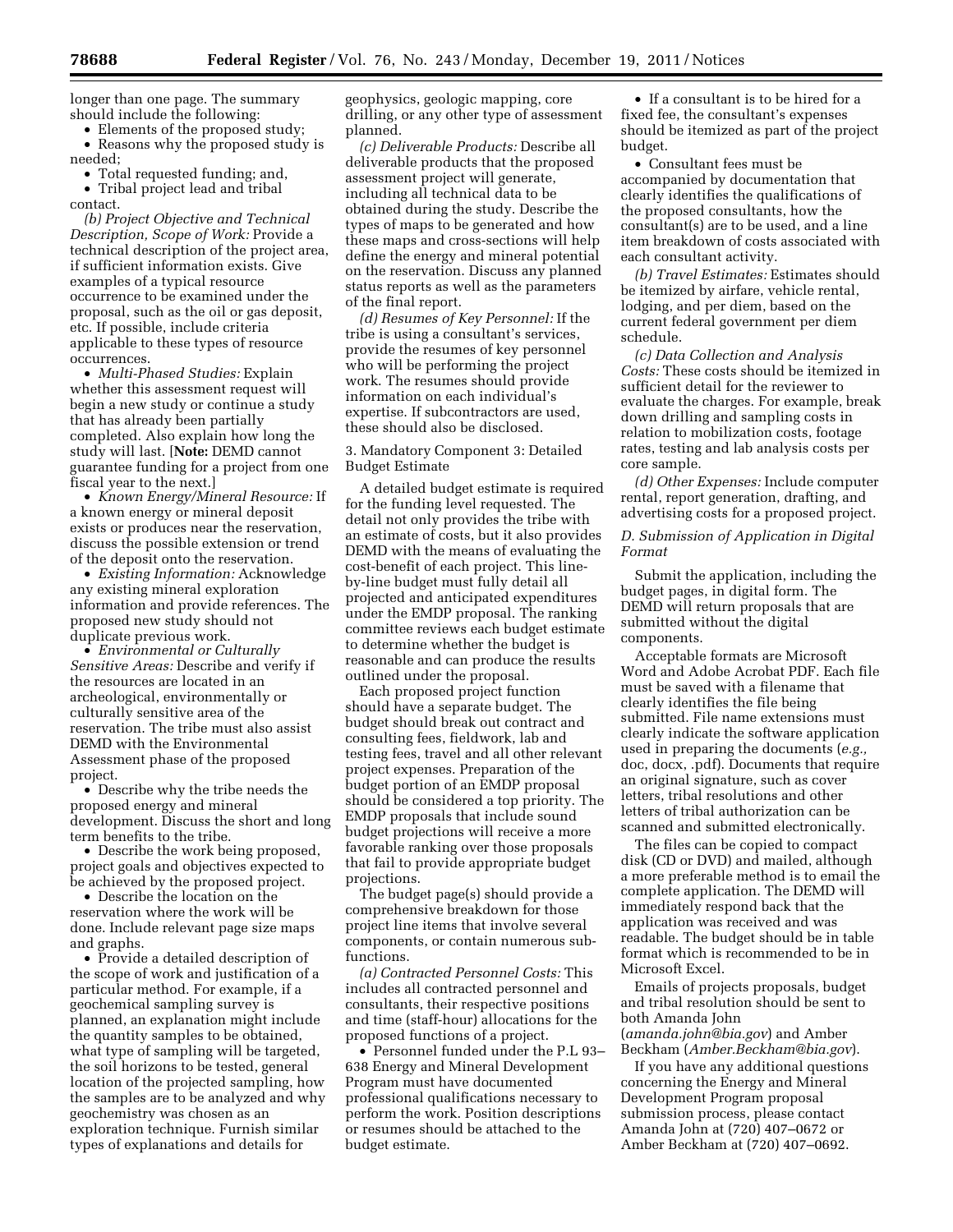longer than one page. The summary should include the following:

- Elements of the proposed study;
- Reasons why the proposed study is needed;
- Total requested funding; and,
- Tribal project lead and tribal contact.

*(b) Project Objective and Technical Description, Scope of Work:* Provide a technical description of the project area, if sufficient information exists. Give examples of a typical resource occurrence to be examined under the proposal, such as the oil or gas deposit, etc. If possible, include criteria applicable to these types of resource occurrences.

- *Multi-Phased Studies:* Explain whether this assessment request will begin a new study or continue a study that has already been partially completed. Also explain how long the study will last. [**Note:** DEMD cannot guarantee funding for a project from one fiscal year to the next.]
- *Known Energy/Mineral Resource:* If a known energy or mineral deposit exists or produces near the reservation, discuss the possible extension or trend of the deposit onto the reservation.
- *Existing Information:* Acknowledge any existing mineral exploration information and provide references. The proposed new study should not duplicate previous work.
- *Environmental or Culturally Sensitive Areas:* Describe and verify if the resources are located in an archeological, environmentally or culturally sensitive area of the reservation. The tribe must also assist DEMD with the Environmental Assessment phase of the proposed project.
- Describe why the tribe needs the proposed energy and mineral development. Discuss the short and long term benefits to the tribe.
- Describe the work being proposed, project goals and objectives expected to be achieved by the proposed project.
- Describe the location on the reservation where the work will be done. Include relevant page size maps and graphs.
- Provide a detailed description of the scope of work and justification of a particular method. For example, if a geochemical sampling survey is planned, an explanation might include the quantity samples to be obtained, what type of sampling will be targeted, the soil horizons to be tested, general location of the projected sampling, how the samples are to be analyzed and why geochemistry was chosen as an exploration technique. Furnish similar types of explanations and details for geophysics, geologic mapping, core drilling, or any other type of assessment planned.

*(c) Deliverable Products:* Describe all deliverable products that the proposed assessment project will generate, including all technical data to be obtained during the study. Describe the types of maps to be generated and how these maps and cross-sections will help define the energy and mineral potential on the reservation. Discuss any planned status reports as well as the parameters of the final report.

*(d) Resumes of Key Personnel:* If the tribe is using a consultant's services, provide the resumes of key personnel who will be performing the project work. The resumes should provide information on each individual's expertise. If subcontractors are used, these should also be disclosed.

3. Mandatory Component 3: Detailed Budget Estimate

A detailed budget estimate is required for the funding level requested. The detail not only provides the tribe with an estimate of costs, but it also provides DEMD with the means of evaluating the cost-benefit of each project. This line-by-line budget must fully detail all projected and anticipated expenditures under the EMDP proposal. The ranking committee reviews each budget estimate to determine whether the budget is reasonable and can produce the results outlined under the proposal.

Each proposed project function should have a separate budget. The budget should break out contract and consulting fees, fieldwork, lab and testing fees, travel and all other relevant project expenses. Preparation of the budget portion of an EMDP proposal should be considered a top priority. The EMDP proposals that include sound budget projections will receive a more favorable ranking over those proposals that fail to provide appropriate budget projections.

The budget page(s) should provide a comprehensive breakdown for those project line items that involve several components, or contain numerous sub-functions.

*(a) Contracted Personnel Costs:* This includes all contracted personnel and consultants, their respective positions and time (staff-hour) allocations for the proposed functions of a project.

- Personnel funded under the P.L 93–638 Energy and Mineral Development Program must have documented professional qualifications necessary to perform the work. Position descriptions or resumes should be attached to the budget estimate.
- If a consultant is to be hired for a fixed fee, the consultant's expenses should be itemized as part of the project budget.
- Consultant fees must be accompanied by documentation that clearly identifies the qualifications of the proposed consultants, how the consultant(s) are to be used, and a line item breakdown of costs associated with each consultant activity.

*(b) Travel Estimates:* Estimates should be itemized by airfare, vehicle rental, lodging, and per diem, based on the current federal government per diem schedule.

*(c) Data Collection and Analysis Costs:* These costs should be itemized in sufficient detail for the reviewer to evaluate the charges. For example, break down drilling and sampling costs in relation to mobilization costs, footage rates, testing and lab analysis costs per core sample.

*(d) Other Expenses:* Include computer rental, report generation, drafting, and advertising costs for a proposed project.

*D. Submission of Application in Digital Format*

Submit the application, including the budget pages, in digital form. The DEMD will return proposals that are submitted without the digital components.

Acceptable formats are Microsoft Word and Adobe Acrobat PDF. Each file must be saved with a filename that clearly identifies the file being submitted. File name extensions must clearly indicate the software application used in preparing the documents (*e.g.,* doc, docx, .pdf). Documents that require an original signature, such as cover letters, tribal resolutions and other letters of tribal authorization can be scanned and submitted electronically.

The files can be copied to compact disk (CD or DVD) and mailed, although a more preferable method is to email the complete application. The DEMD will immediately respond back that the application was received and was readable. The budget should be in table format which is recommended to be in Microsoft Excel.

Emails of projects proposals, budget and tribal resolution should be sent to both Amanda John (*amanda.john@bia.gov*) and Amber Beckham (*Amber.Beckham@bia.gov*).

If you have any additional questions concerning the Energy and Mineral Development Program proposal submission process, please contact Amanda John at (720) 407–0672 or Amber Beckham at (720) 407–0692.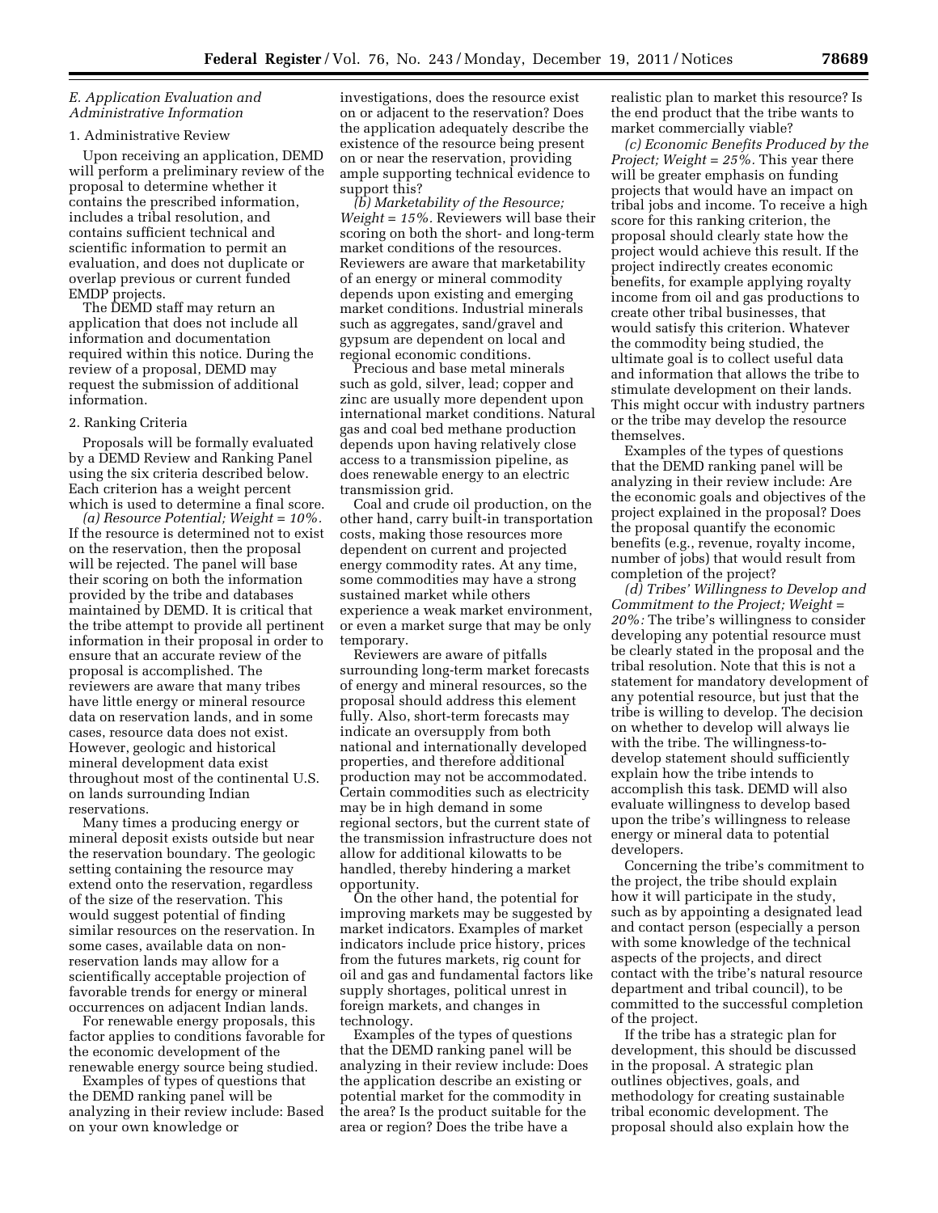*E. Application Evaluation and Administrative Information*

1. Administrative Review

Upon receiving an application, DEMD will perform a preliminary review of the proposal to determine whether it contains the prescribed information, includes a tribal resolution, and contains sufficient technical and scientific information to permit an evaluation, and does not duplicate or overlap previous or current funded EMDP projects.

The DEMD staff may return an application that does not include all information and documentation required within this notice. During the review of a proposal, DEMD may request the submission of additional information.

2. Ranking Criteria

Proposals will be formally evaluated by a DEMD Review and Ranking Panel using the six criteria described below. Each criterion has a weight percent which is used to determine a final score.

*(a) Resource Potential; Weight = 10%.* If the resource is determined not to exist on the reservation, then the proposal will be rejected. The panel will base their scoring on both the information provided by the tribe and databases maintained by DEMD. It is critical that the tribe attempt to provide all pertinent information in their proposal in order to ensure that an accurate review of the proposal is accomplished. The reviewers are aware that many tribes have little energy or mineral resource data on reservation lands, and in some cases, resource data does not exist. However, geologic and historical mineral development data exist throughout most of the continental U.S. on lands surrounding Indian reservations.

Many times a producing energy or mineral deposit exists outside but near the reservation boundary. The geologic setting containing the resource may extend onto the reservation, regardless of the size of the reservation. This would suggest potential of finding similar resources on the reservation. In some cases, available data on non-reservation lands may allow for a scientifically acceptable projection of favorable trends for energy or mineral occurrences on adjacent Indian lands.

For renewable energy proposals, this factor applies to conditions favorable for the economic development of the renewable energy source being studied.

Examples of types of questions that the DEMD ranking panel will be analyzing in their review include: Based on your own knowledge or investigations, does the resource exist on or adjacent to the reservation? Does the application adequately describe the existence of the resource being present on or near the reservation, providing ample supporting technical evidence to support this?

*(b) Marketability of the Resource; Weight = 15%.* Reviewers will base their scoring on both the short- and long-term market conditions of the resources. Reviewers are aware that marketability of an energy or mineral commodity depends upon existing and emerging market conditions. Industrial minerals such as aggregates, sand/gravel and gypsum are dependent on local and regional economic conditions.

Precious and base metal minerals such as gold, silver, lead; copper and zinc are usually more dependent upon international market conditions. Natural gas and coal bed methane production depends upon having relatively close access to a transmission pipeline, as does renewable energy to an electric transmission grid.

Coal and crude oil production, on the other hand, carry built-in transportation costs, making those resources more dependent on current and projected energy commodity rates. At any time, some commodities may have a strong sustained market while others experience a weak market environment, or even a market surge that may be only temporary.

Reviewers are aware of pitfalls surrounding long-term market forecasts of energy and mineral resources, so the proposal should address this element fully. Also, short-term forecasts may indicate an oversupply from both national and internationally developed properties, and therefore additional production may not be accommodated. Certain commodities such as electricity may be in high demand in some regional sectors, but the current state of the transmission infrastructure does not allow for additional kilowatts to be handled, thereby hindering a market opportunity.

On the other hand, the potential for improving markets may be suggested by market indicators. Examples of market indicators include price history, prices from the futures markets, rig count for oil and gas and fundamental factors like supply shortages, political unrest in foreign markets, and changes in technology.

Examples of the types of questions that the DEMD ranking panel will be analyzing in their review include: Does the application describe an existing or potential market for the commodity in the area? Is the product suitable for the area or region? Does the tribe have a realistic plan to market this resource? Is the end product that the tribe wants to market commercially viable?

*(c) Economic Benefits Produced by the Project; Weight = 25%.* This year there will be greater emphasis on funding projects that would have an impact on tribal jobs and income. To receive a high score for this ranking criterion, the proposal should clearly state how the project would achieve this result. If the project indirectly creates economic benefits, for example applying royalty income from oil and gas productions to create other tribal businesses, that would satisfy this criterion. Whatever the commodity being studied, the ultimate goal is to collect useful data and information that allows the tribe to stimulate development on their lands. This might occur with industry partners or the tribe may develop the resource themselves.

Examples of the types of questions that the DEMD ranking panel will be analyzing in their review include: Are the economic goals and objectives of the project explained in the proposal? Does the proposal quantify the economic benefits (e.g., revenue, royalty income, number of jobs) that would result from completion of the project?

*(d) Tribes' Willingness to Develop and Commitment to the Project; Weight = 20%:* The tribe's willingness to consider developing any potential resource must be clearly stated in the proposal and the tribal resolution. Note that this is not a statement for mandatory development of any potential resource, but just that the tribe is willing to develop. The decision on whether to develop will always lie with the tribe. The willingness-to-develop statement should sufficiently explain how the tribe intends to accomplish this task. DEMD will also evaluate willingness to develop based upon the tribe's willingness to release energy or mineral data to potential developers.

Concerning the tribe's commitment to the project, the tribe should explain how it will participate in the study, such as by appointing a designated lead and contact person (especially a person with some knowledge of the technical aspects of the projects, and direct contact with the tribe's natural resource department and tribal council), to be committed to the successful completion of the project.

If the tribe has a strategic plan for development, this should be discussed in the proposal. A strategic plan outlines objectives, goals, and methodology for creating sustainable tribal economic development. The proposal should also explain how the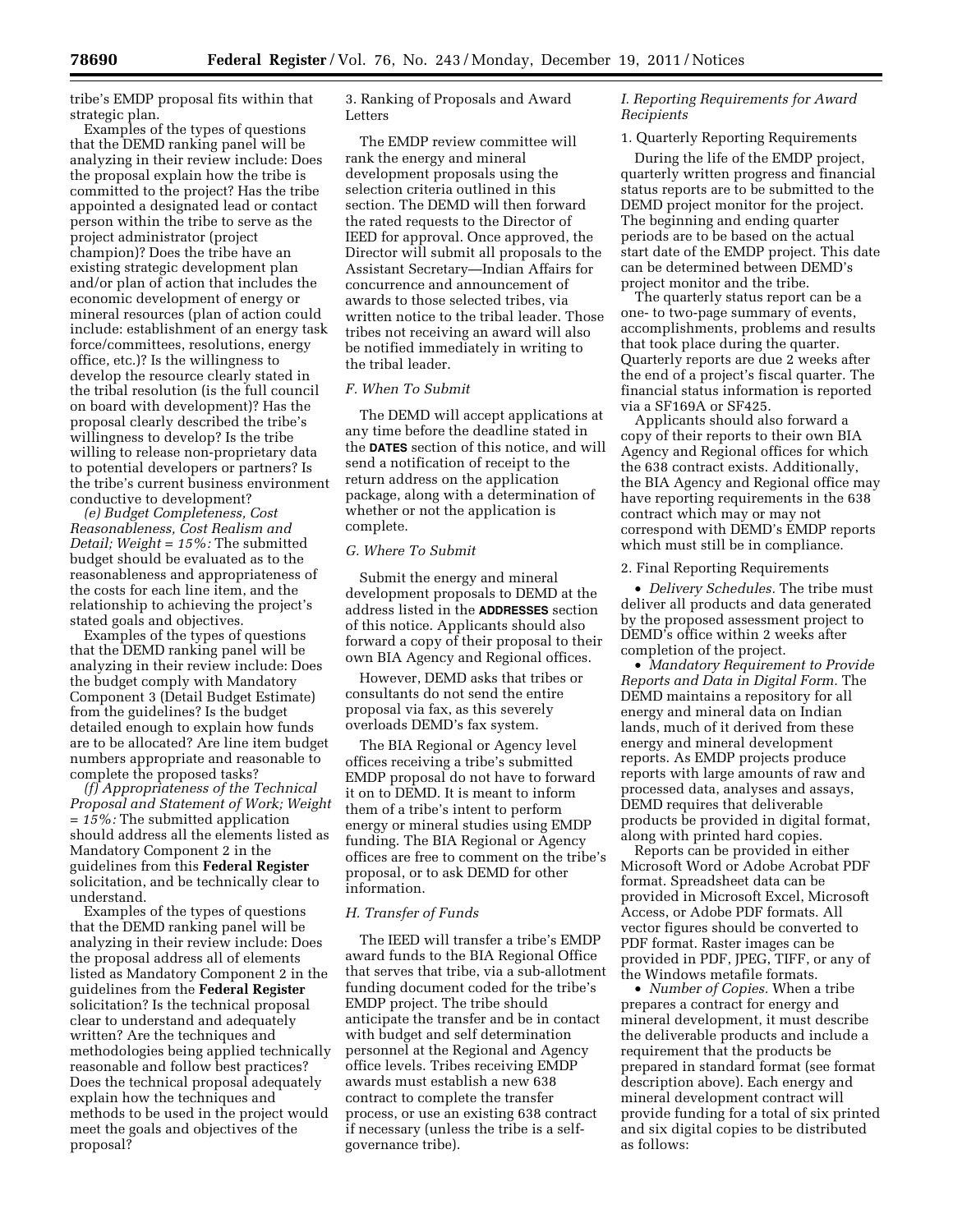tribe's EMDP proposal fits within that strategic plan.

Examples of the types of questions that the DEMD ranking panel will be analyzing in their review include: Does the proposal explain how the tribe is committed to the project? Has the tribe appointed a designated lead or contact person within the tribe to serve as the project administrator (project champion)? Does the tribe have an existing strategic development plan and/or plan of action that includes the economic development of energy or mineral resources (plan of action could include: establishment of an energy task force/committees, resolutions, energy office, etc.)? Is the willingness to develop the resource clearly stated in the tribal resolution (is the full council on board with development)? Has the proposal clearly described the tribe's willingness to develop? Is the tribe willing to release non-proprietary data to potential developers or partners? Is the tribe's current business environment conductive to development?

*(e) Budget Completeness, Cost Reasonableness, Cost Realism and Detail; Weight = 15%:* The submitted budget should be evaluated as to the reasonableness and appropriateness of the costs for each line item, and the relationship to achieving the project's stated goals and objectives.

Examples of the types of questions that the DEMD ranking panel will be analyzing in their review include: Does the budget comply with Mandatory Component 3 (Detail Budget Estimate) from the guidelines? Is the budget detailed enough to explain how funds are to be allocated? Are line item budget numbers appropriate and reasonable to complete the proposed tasks?

*(f) Appropriateness of the Technical Proposal and Statement of Work; Weight = 15%:* The submitted application should address all the elements listed as Mandatory Component 2 in the guidelines from this **Federal Register** solicitation, and be technically clear to understand.

Examples of the types of questions that the DEMD ranking panel will be analyzing in their review include: Does the proposal address all of elements listed as Mandatory Component 2 in the guidelines from the **Federal Register** solicitation? Is the technical proposal clear to understand and adequately written? Are the techniques and methodologies being applied technically reasonable and follow best practices? Does the technical proposal adequately explain how the techniques and methods to be used in the project would meet the goals and objectives of the proposal?

3. Ranking of Proposals and Award Letters

The EMDP review committee will rank the energy and mineral development proposals using the selection criteria outlined in this section. The DEMD will then forward the rated requests to the Director of IEED for approval. Once approved, the Director will submit all proposals to the Assistant Secretary—Indian Affairs for concurrence and announcement of awards to those selected tribes, via written notice to the tribal leader. Those tribes not receiving an award will also be notified immediately in writing to the tribal leader.

### *F. When To Submit*

The DEMD will accept applications at any time before the deadline stated in the **DATES** section of this notice, and will send a notification of receipt to the return address on the application package, along with a determination of whether or not the application is complete.

### *G. Where To Submit*

Submit the energy and mineral development proposals to DEMD at the address listed in the **ADDRESSES** section of this notice. Applicants should also forward a copy of their proposal to their own BIA Agency and Regional offices.

However, DEMD asks that tribes or consultants do not send the entire proposal via fax, as this severely overloads DEMD's fax system.

The BIA Regional or Agency level offices receiving a tribe's submitted EMDP proposal do not have to forward it on to DEMD. It is meant to inform them of a tribe's intent to perform energy or mineral studies using EMDP funding. The BIA Regional or Agency offices are free to comment on the tribe's proposal, or to ask DEMD for other information.

### *H. Transfer of Funds*

The IEED will transfer a tribe's EMDP award funds to the BIA Regional Office that serves that tribe, via a sub-allotment funding document coded for the tribe's EMDP project. The tribe should anticipate the transfer and be in contact with budget and self determination personnel at the Regional and Agency office levels. Tribes receiving EMDP awards must establish a new 638 contract to complete the transfer process, or use an existing 638 contract if necessary (unless the tribe is a self-governance tribe).

### *I. Reporting Requirements for Award Recipients*

1. Quarterly Reporting Requirements

During the life of the EMDP project, quarterly written progress and financial status reports are to be submitted to the DEMD project monitor for the project. The beginning and ending quarter periods are to be based on the actual start date of the EMDP project. This date can be determined between DEMD's project monitor and the tribe.

The quarterly status report can be a one- to two-page summary of events, accomplishments, problems and results that took place during the quarter. Quarterly reports are due 2 weeks after the end of a project's fiscal quarter. The financial status information is reported via a SF169A or SF425.

Applicants should also forward a copy of their reports to their own BIA Agency and Regional offices for which the 638 contract exists. Additionally, the BIA Agency and Regional office may have reporting requirements in the 638 contract which may or may not correspond with DEMD's EMDP reports which must still be in compliance.

2. Final Reporting Requirements

- *Delivery Schedules.* The tribe must deliver all products and data generated by the proposed assessment project to DEMD's office within 2 weeks after completion of the project.
- *Mandatory Requirement to Provide Reports and Data in Digital Form.* The DEMD maintains a repository for all energy and mineral data on Indian lands, much of it derived from these energy and mineral development reports. As EMDP projects produce reports with large amounts of raw and processed data, analyses and assays, DEMD requires that deliverable products be provided in digital format, along with printed hard copies.

Reports can be provided in either Microsoft Word or Adobe Acrobat PDF format. Spreadsheet data can be provided in Microsoft Excel, Microsoft Access, or Adobe PDF formats. All vector figures should be converted to PDF format. Raster images can be provided in PDF, JPEG, TIFF, or any of the Windows metafile formats.

- *Number of Copies.* When a tribe prepares a contract for energy and mineral development, it must describe the deliverable products and include a requirement that the products be prepared in standard format (see format description above). Each energy and mineral development contract will provide funding for a total of six printed and six digital copies to be distributed as follows: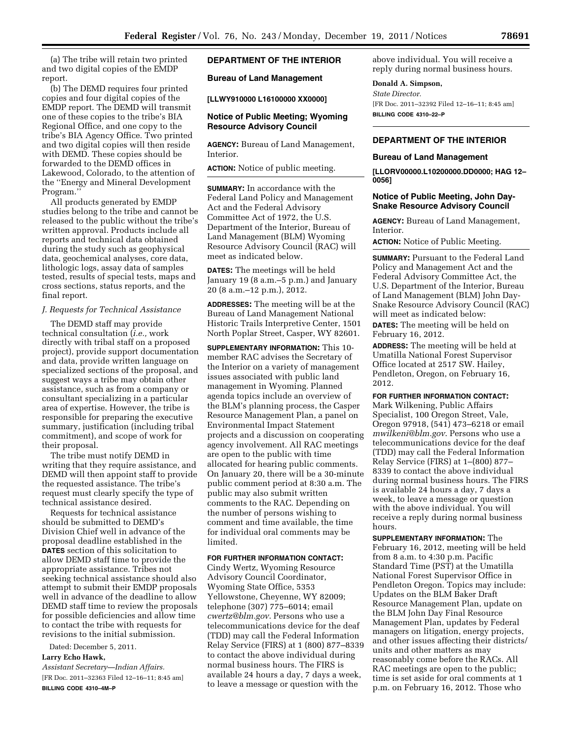(a) The tribe will retain two printed and two digital copies of the EMDP report.

(b) The DEMD requires four printed copies and four digital copies of the EMDP report. The DEMD will transmit one of these copies to the tribe's BIA Regional Office, and one copy to the tribe's BIA Agency Office. Two printed and two digital copies will then reside with DEMD. These copies should be forwarded to the DEMD offices in Lakewood, Colorado, to the attention of the ''Energy and Mineral Development Program.''

All products generated by EMDP studies belong to the tribe and cannot be released to the public without the tribe's written approval. Products include all reports and technical data obtained during the study such as geophysical data, geochemical analyses, core data, lithologic logs, assay data of samples tested, results of special tests, maps and cross sections, status reports, and the final report.

*J. Requests for Technical Assistance*

The DEMD staff may provide technical consultation (*i.e.,* work directly with tribal staff on a proposed project), provide support documentation and data, provide written language on specialized sections of the proposal, and suggest ways a tribe may obtain other assistance, such as from a company or consultant specializing in a particular area of expertise. However, the tribe is responsible for preparing the executive summary, justification (including tribal commitment), and scope of work for their proposal.

The tribe must notify DEMD in writing that they require assistance, and DEMD will then appoint staff to provide the requested assistance. The tribe's request must clearly specify the type of technical assistance desired.

Requests for technical assistance should be submitted to DEMD's Division Chief well in advance of the proposal deadline established in the **DATES** section of this solicitation to allow DEMD staff time to provide the appropriate assistance. Tribes not seeking technical assistance should also attempt to submit their EMDP proposals well in advance of the deadline to allow DEMD staff time to review the proposals for possible deficiencies and allow time to contact the tribe with requests for revisions to the initial submission.

Dated: December 5, 2011.

**Larry Echo Hawk,**

*Assistant Secretary—Indian Affairs.*

[FR Doc. 2011–32363 Filed 12–16–11; 8:45 am]

**BILLING CODE 4310–4M–P**

---

**DEPARTMENT OF THE INTERIOR**

**Bureau of Land Management**

**[LLWY910000 L16100000 XX0000]**

## Notice of Public Meeting; Wyoming Resource Advisory Council

**AGENCY:** Bureau of Land Management, Interior.

**ACTION:** Notice of public meeting.

**SUMMARY:** In accordance with the Federal Land Policy and Management Act and the Federal Advisory Committee Act of 1972, the U.S. Department of the Interior, Bureau of Land Management (BLM) Wyoming Resource Advisory Council (RAC) will meet as indicated below.

**DATES:** The meetings will be held January 19 (8 a.m.–5 p.m.) and January 20 (8 a.m.–12 p.m.), 2012.

**ADDRESSES:** The meeting will be at the Bureau of Land Management National Historic Trails Interpretive Center, 1501 North Poplar Street, Casper, WY 82601.

**SUPPLEMENTARY INFORMATION:** This 10-member RAC advises the Secretary of the Interior on a variety of management issues associated with public land management in Wyoming. Planned agenda topics include an overview of the BLM's planning process, the Casper Resource Management Plan, a panel on Environmental Impact Statement projects and a discussion on cooperating agency involvement. All RAC meetings are open to the public with time allocated for hearing public comments. On January 20, there will be a 30-minute public comment period at 8:30 a.m. The public may also submit written comments to the RAC. Depending on the number of persons wishing to comment and time available, the time for individual oral comments may be limited.

**FOR FURTHER INFORMATION CONTACT:** Cindy Wertz, Wyoming Resource Advisory Council Coordinator, Wyoming State Office, 5353 Yellowstone, Cheyenne, WY 82009; telephone (307) 775–6014; email *cwertz@blm.gov*. Persons who use a telecommunications device for the deaf (TDD) may call the Federal Information Relay Service (FIRS) at 1 (800) 877–8339 to contact the above individual during normal business hours. The FIRS is available 24 hours a day, 7 days a week, to leave a message or question with the above individual. You will receive a reply during normal business hours.

**Donald A. Simpson,**

*State Director.*

[FR Doc. 2011–32392 Filed 12–16–11; 8:45 am]

**BILLING CODE 4310–22–P**

---

**DEPARTMENT OF THE INTERIOR**

**Bureau of Land Management**

**[LLORV00000.L10200000.DD0000; HAG 12–0056]**

## Notice of Public Meeting, John Day-Snake Resource Advisory Council

**AGENCY:** Bureau of Land Management, Interior.

**ACTION:** Notice of Public Meeting.

**SUMMARY:** Pursuant to the Federal Land Policy and Management Act and the Federal Advisory Committee Act, the U.S. Department of the Interior, Bureau of Land Management (BLM) John Day-Snake Resource Advisory Council (RAC) will meet as indicated below:

**DATES:** The meeting will be held on February 16, 2012.

**ADDRESS:** The meeting will be held at Umatilla National Forest Supervisor Office located at 2517 SW. Hailey, Pendleton, Oregon, on February 16, 2012.

**FOR FURTHER INFORMATION CONTACT:** Mark Wilkening, Public Affairs Specialist, 100 Oregon Street, Vale, Oregon 97918, (541) 473–6218 or email *mwilkeni@blm.gov*. Persons who use a telecommunications device for the deaf (TDD) may call the Federal Information Relay Service (FIRS) at 1–(800) 877–8339 to contact the above individual during normal business hours. The FIRS is available 24 hours a day, 7 days a week, to leave a message or question with the above individual. You will receive a reply during normal business hours.

**SUPPLEMENTARY INFORMATION:** The February 16, 2012, meeting will be held from 8 a.m. to 4:30 p.m. Pacific Standard Time (PST) at the Umatilla National Forest Supervisor Office in Pendleton Oregon. Topics may include: Updates on the BLM Baker Draft Resource Management Plan, update on the BLM John Day Final Resource Management Plan, updates by Federal managers on litigation, energy projects, and other issues affecting their districts/units and other matters as may reasonably come before the RACs. All RAC meetings are open to the public; time is set aside for oral comments at 1 p.m. on February 16, 2012. Those who